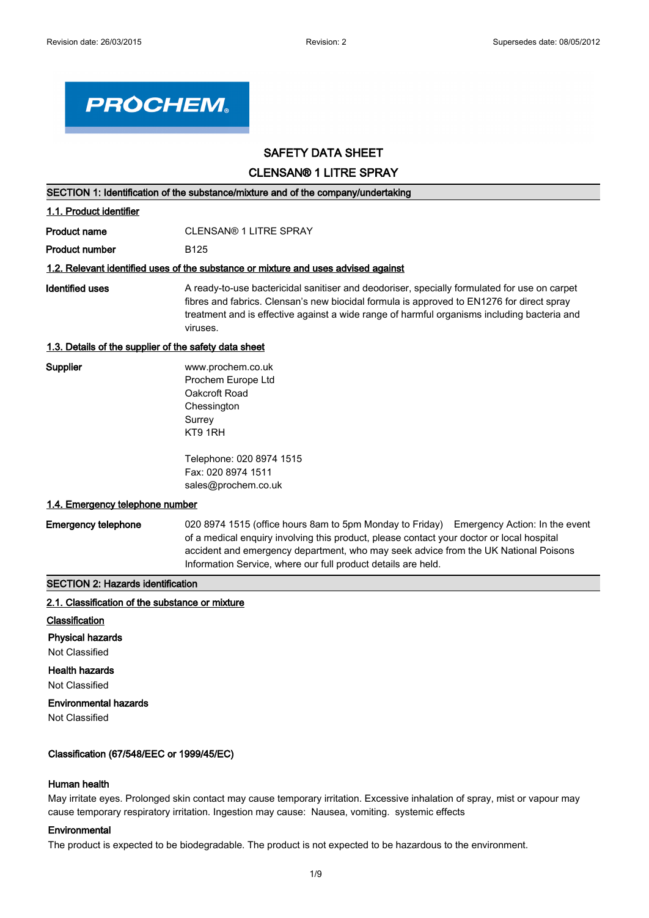Revision date: 26/03/2015 Revision: 2 Supersedes date: 08/05/2012

PROCHEM

# SAFETY DATA SHEET

# CLENSAN® 1 LITRE SPRAY

## SECTION 1: Identification of the substance/mixture and of the company/undertaking

### 1.1. Product identifier

| | |
|---|---|
| **Product name** | CLENSAN® 1 LITRE SPRAY |
| **Product number** | B125 |

### 1.2. Relevant identified uses of the substance or mixture and uses advised against

| | |
|---|---|
| **Identified uses** | A ready-to-use bactericidal sanitiser and deodoriser, specially formulated for use on carpet fibres and fabrics. Clensan's new biocidal formula is approved to EN1276 for direct spray treatment and is effective against a wide range of harmful organisms including bacteria and viruses. |

### 1.3. Details of the supplier of the safety data sheet

**Supplier**

www.prochem.co.uk
Prochem Europe Ltd
Oakcroft Road
Chessington
Surrey
KT9 1RH

Telephone: 020 8974 1515
Fax: 020 8974 1511
sales@prochem.co.uk

### 1.4. Emergency telephone number

| | |
|---|---|
| **Emergency telephone** | 020 8974 1515 (office hours 8am to 5pm Monday to Friday) Emergency Action: In the event of a medical enquiry involving this product, please contact your doctor or local hospital accident and emergency department, who may seek advice from the UK National Poisons Information Service, where our full product details are held. |

## SECTION 2: Hazards identification

### 2.1. Classification of the substance or mixture

**Classification**

**Physical hazards**
Not Classified

**Health hazards**
Not Classified

**Environmental hazards**
Not Classified

**Classification (67/548/EEC or 1999/45/EC)**

**Human health**
May irritate eyes. Prolonged skin contact may cause temporary irritation. Excessive inhalation of spray, mist or vapour may cause temporary respiratory irritation. Ingestion may cause: Nausea, vomiting. systemic effects

**Environmental**
The product is expected to be biodegradable. The product is not expected to be hazardous to the environment.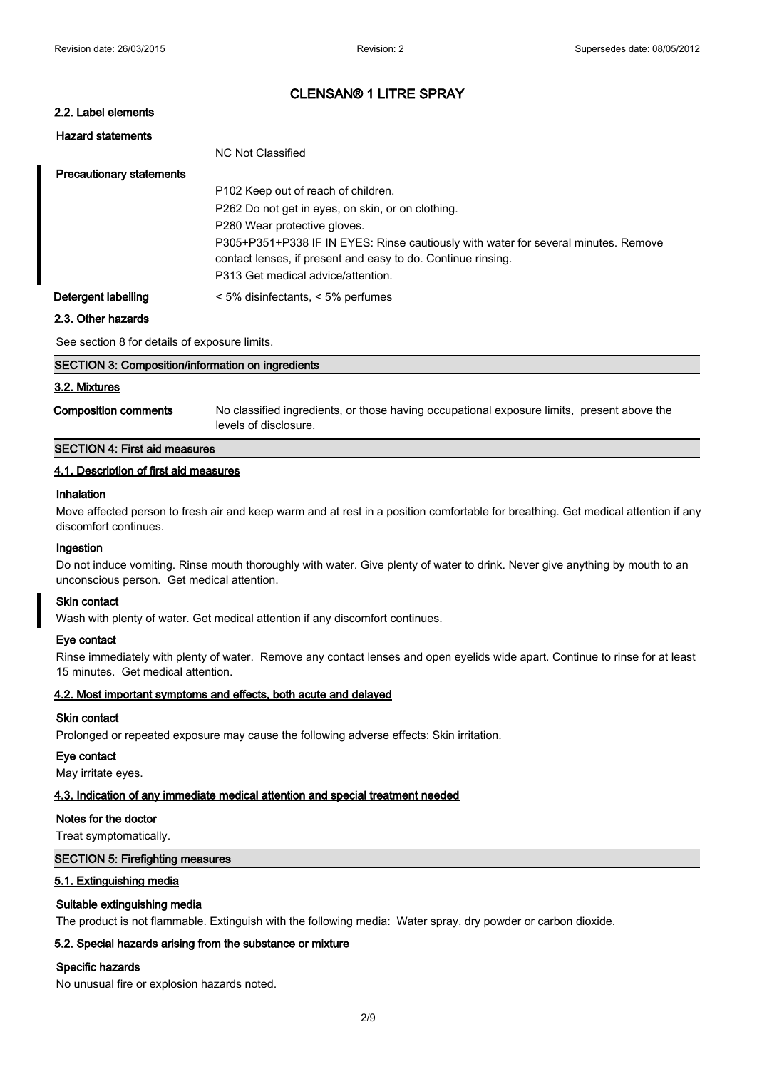# CLENSAN® 1 LITRE SPRAY

### 2.2. Label elements

**Hazard statements**

NC Not Classified

**Precautionary statements**

P102 Keep out of reach of children.
P262 Do not get in eyes, on skin, or on clothing.
P280 Wear protective gloves.
P305+P351+P338 IF IN EYES: Rinse cautiously with water for several minutes. Remove contact lenses, if present and easy to do. Continue rinsing.
P313 Get medical advice/attention.

**Detergent labelling** < 5% disinfectants, < 5% perfumes

### 2.3. Other hazards

See section 8 for details of exposure limits.

## SECTION 3: Composition/information on ingredients

### 3.2. Mixtures

**Composition comments** No classified ingredients, or those having occupational exposure limits, present above the levels of disclosure.

## SECTION 4: First aid measures

### 4.1. Description of first aid measures

**Inhalation**

Move affected person to fresh air and keep warm and at rest in a position comfortable for breathing. Get medical attention if any discomfort continues.

**Ingestion**

Do not induce vomiting. Rinse mouth thoroughly with water. Give plenty of water to drink. Never give anything by mouth to an unconscious person. Get medical attention.

**Skin contact**

Wash with plenty of water. Get medical attention if any discomfort continues.

**Eye contact**

Rinse immediately with plenty of water. Remove any contact lenses and open eyelids wide apart. Continue to rinse for at least 15 minutes. Get medical attention.

### 4.2. Most important symptoms and effects, both acute and delayed

**Skin contact**

Prolonged or repeated exposure may cause the following adverse effects: Skin irritation.

**Eye contact**

May irritate eyes.

### 4.3. Indication of any immediate medical attention and special treatment needed

**Notes for the doctor**

Treat symptomatically.

## SECTION 5: Firefighting measures

### 5.1. Extinguishing media

**Suitable extinguishing media**

The product is not flammable. Extinguish with the following media: Water spray, dry powder or carbon dioxide.

### 5.2. Special hazards arising from the substance or mixture

**Specific hazards**

No unusual fire or explosion hazards noted.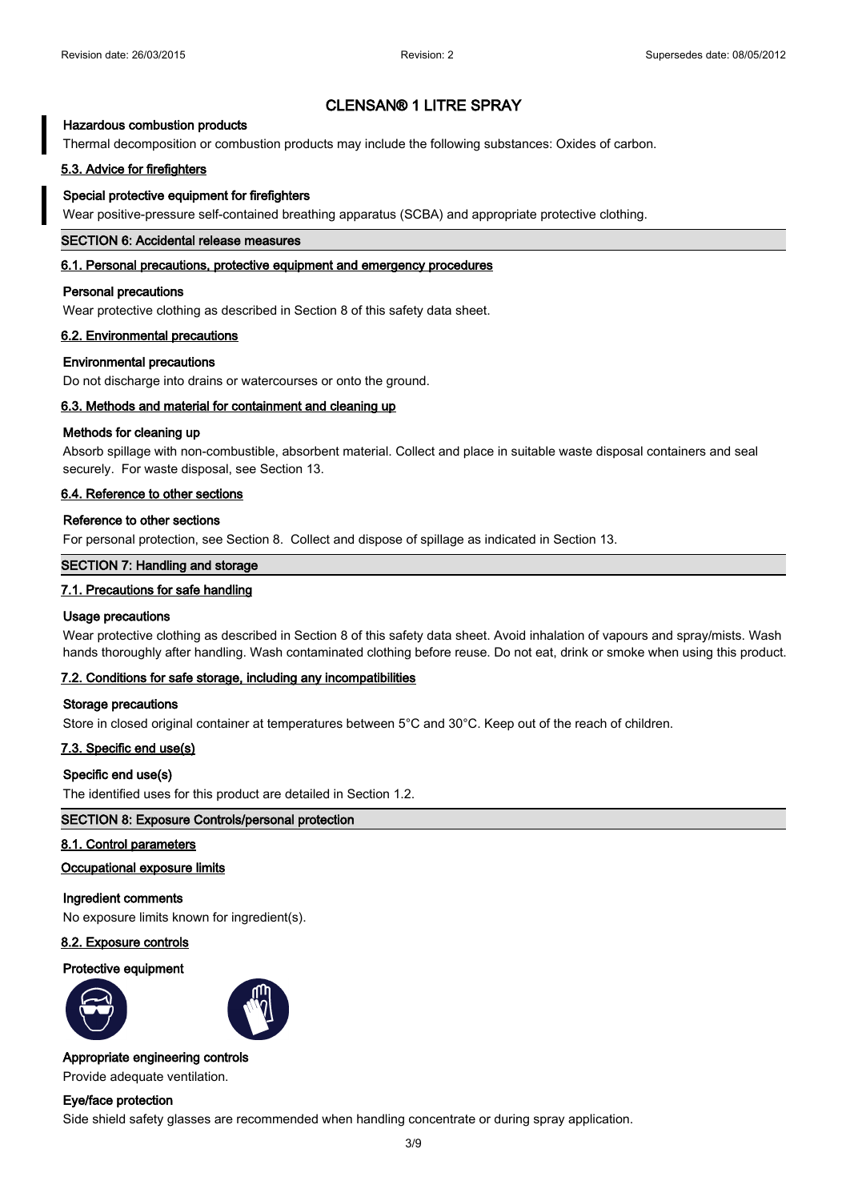# CLENSAN® 1 LITRE SPRAY

**Hazardous combustion products**

Thermal decomposition or combustion products may include the following substances: Oxides of carbon.

**5.3. Advice for firefighters**

**Special protective equipment for firefighters**

Wear positive-pressure self-contained breathing apparatus (SCBA) and appropriate protective clothing.

## SECTION 6: Accidental release measures

**6.1. Personal precautions, protective equipment and emergency procedures**

**Personal precautions**

Wear protective clothing as described in Section 8 of this safety data sheet.

**6.2. Environmental precautions**

**Environmental precautions**

Do not discharge into drains or watercourses or onto the ground.

**6.3. Methods and material for containment and cleaning up**

**Methods for cleaning up**

Absorb spillage with non-combustible, absorbent material. Collect and place in suitable waste disposal containers and seal securely. For waste disposal, see Section 13.

**6.4. Reference to other sections**

**Reference to other sections**

For personal protection, see Section 8. Collect and dispose of spillage as indicated in Section 13.

## SECTION 7: Handling and storage

**7.1. Precautions for safe handling**

**Usage precautions**

Wear protective clothing as described in Section 8 of this safety data sheet. Avoid inhalation of vapours and spray/mists. Wash hands thoroughly after handling. Wash contaminated clothing before reuse. Do not eat, drink or smoke when using this product.

**7.2. Conditions for safe storage, including any incompatibilities**

**Storage precautions**

Store in closed original container at temperatures between 5°C and 30°C. Keep out of the reach of children.

**7.3. Specific end use(s)**

**Specific end use(s)**

The identified uses for this product are detailed in Section 1.2.

## SECTION 8: Exposure Controls/personal protection

**8.1. Control parameters**

**Occupational exposure limits**

**Ingredient comments**

No exposure limits known for ingredient(s).

**8.2. Exposure controls**

**Protective equipment**

**Appropriate engineering controls**

Provide adequate ventilation.

**Eye/face protection**

Side shield safety glasses are recommended when handling concentrate or during spray application.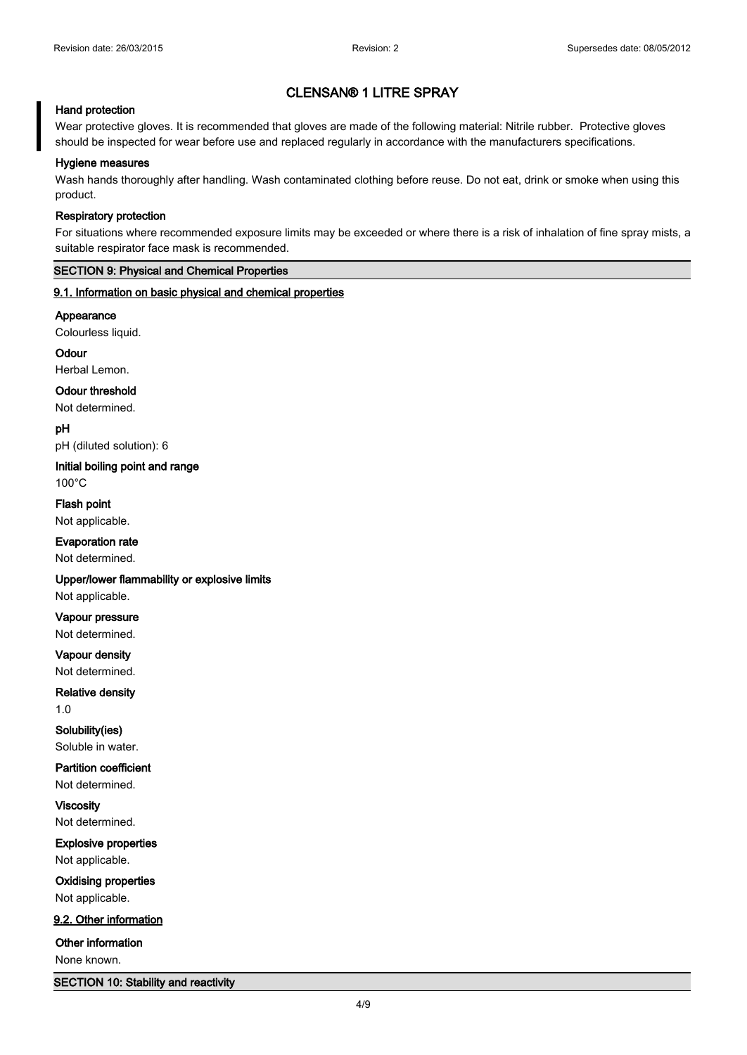### Hand protection

Wear protective gloves. It is recommended that gloves are made of the following material: Nitrile rubber. Protective gloves should be inspected for wear before use and replaced regularly in accordance with the manufacturers specifications.

### Hygiene measures

Wash hands thoroughly after handling. Wash contaminated clothing before reuse. Do not eat, drink or smoke when using this product.

### Respiratory protection

For situations where recommended exposure limits may be exceeded or where there is a risk of inhalation of fine spray mists, a suitable respirator face mask is recommended.

## SECTION 9: Physical and Chemical Properties

### 9.1. Information on basic physical and chemical properties

**Appearance**
Colourless liquid.

**Odour**
Herbal Lemon.

**Odour threshold**
Not determined.

**pH**
pH (diluted solution): 6

**Initial boiling point and range**
100°C

**Flash point**
Not applicable.

**Evaporation rate**
Not determined.

**Upper/lower flammability or explosive limits**
Not applicable.

**Vapour pressure**
Not determined.

**Vapour density**
Not determined.

**Relative density**
1.0

**Solubility(ies)**
Soluble in water.

**Partition coefficient**
Not determined.

**Viscosity**
Not determined.

**Explosive properties**
Not applicable.

**Oxidising properties**
Not applicable.

### 9.2. Other information

**Other information**
None known.

## SECTION 10: Stability and reactivity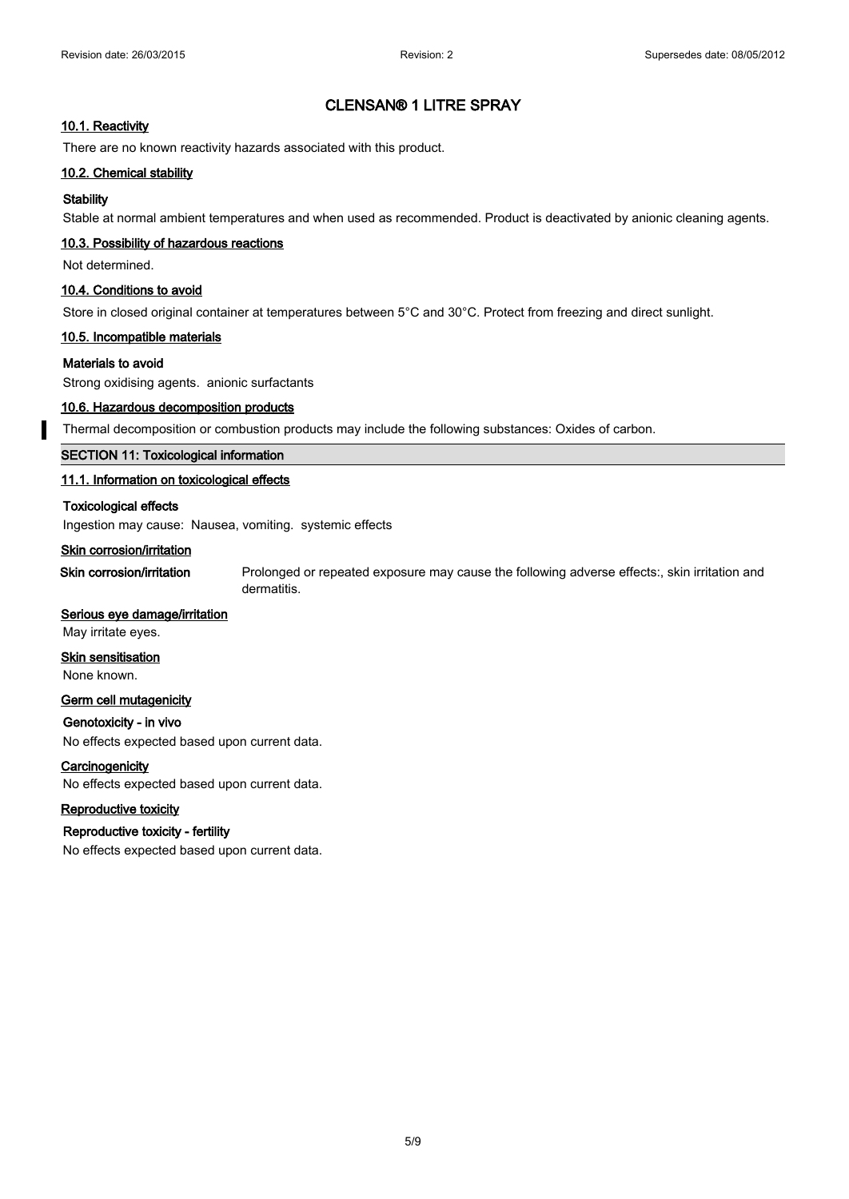# CLENSAN® 1 LITRE SPRAY

### 10.1. Reactivity

There are no known reactivity hazards associated with this product.

### 10.2. Chemical stability

**Stability**

Stable at normal ambient temperatures and when used as recommended. Product is deactivated by anionic cleaning agents.

### 10.3. Possibility of hazardous reactions

Not determined.

### 10.4. Conditions to avoid

Store in closed original container at temperatures between 5°C and 30°C. Protect from freezing and direct sunlight.

### 10.5. Incompatible materials

**Materials to avoid**

Strong oxidising agents. anionic surfactants

### 10.6. Hazardous decomposition products

Thermal decomposition or combustion products may include the following substances: Oxides of carbon.

## SECTION 11: Toxicological information

### 11.1. Information on toxicological effects

**Toxicological effects**

Ingestion may cause: Nausea, vomiting. systemic effects

**Skin corrosion/irritation**

**Skin corrosion/irritation** Prolonged or repeated exposure may cause the following adverse effects:, skin irritation and dermatitis.

**Serious eye damage/irritation**

May irritate eyes.

**Skin sensitisation**

None known.

**Germ cell mutagenicity**

**Genotoxicity - in vivo**

No effects expected based upon current data.

**Carcinogenicity**

No effects expected based upon current data.

**Reproductive toxicity**

**Reproductive toxicity - fertility**

No effects expected based upon current data.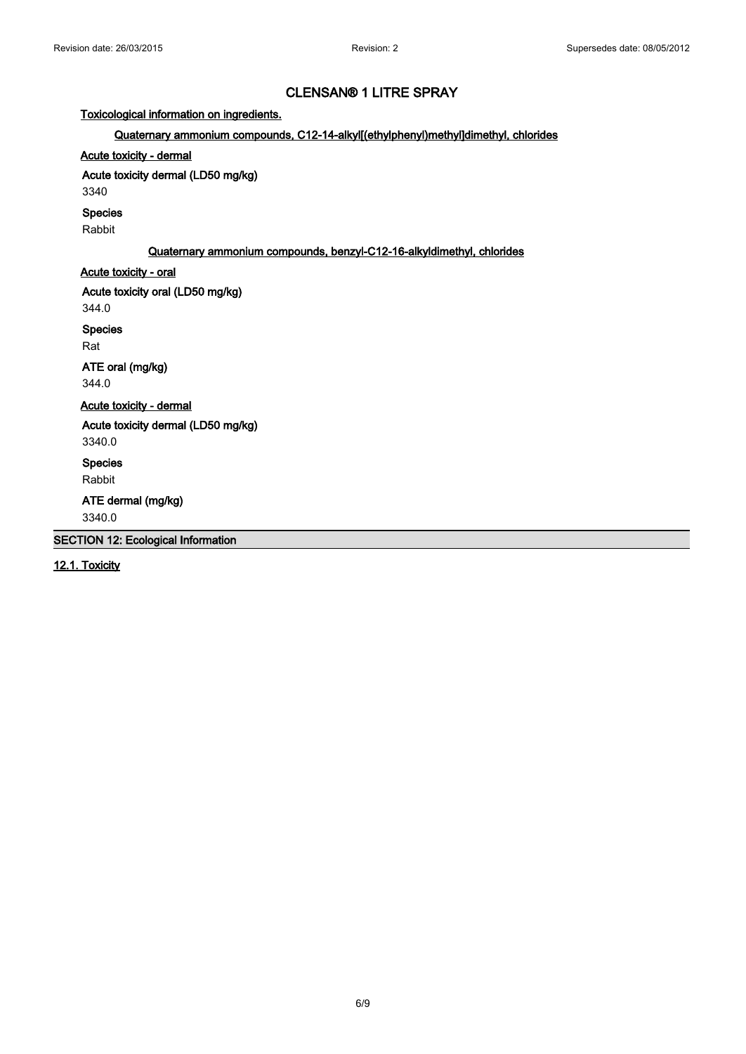# CLENSAN® 1 LITRE SPRAY

**Toxicological information on ingredients.**

**Quaternary ammonium compounds, C12-14-alkyl[(ethylphenyl)methyl]dimethyl, chlorides**

**Acute toxicity - dermal**

**Acute toxicity dermal (LD50 mg/kg)**

3340

**Species**

Rabbit

**Quaternary ammonium compounds, benzyl-C12-16-alkyldimethyl, chlorides**

**Acute toxicity - oral**

**Acute toxicity oral (LD50 mg/kg)**

344.0

**Species**

Rat

**ATE oral (mg/kg)**

344.0

**Acute toxicity - dermal**

**Acute toxicity dermal (LD50 mg/kg)**

3340.0

**Species**

Rabbit

**ATE dermal (mg/kg)**

3340.0

## SECTION 12: Ecological Information

### 12.1. Toxicity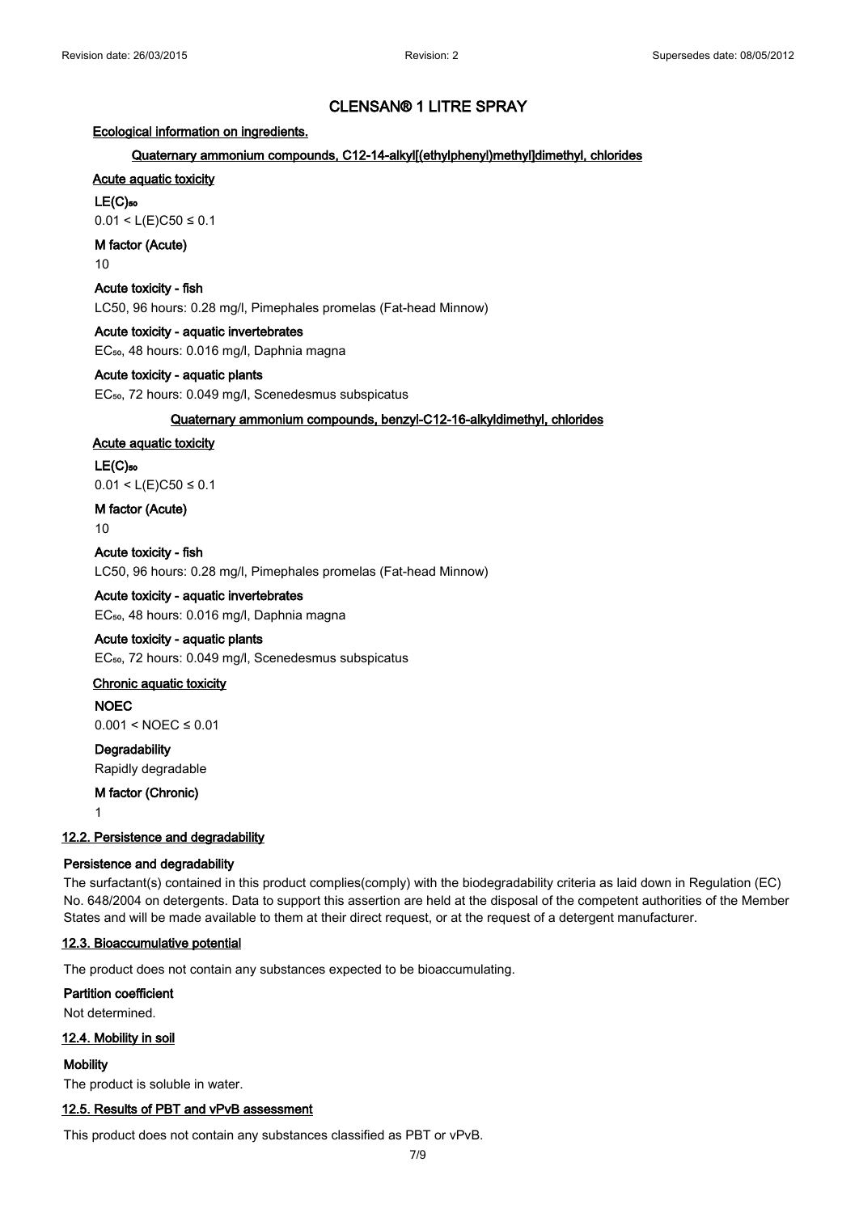# CLENSAN® 1 LITRE SPRAY

**Ecological information on ingredients.**

**Quaternary ammonium compounds, C12-14-alkyl[(ethylphenyl)methyl]dimethyl, chlorides**

**Acute aquatic toxicity**

**$LE(C)_{50}$**

0.01 < L(E)C50 ≤ 0.1

**M factor (Acute)**

10

**Acute toxicity - fish**

LC50, 96 hours: 0.28 mg/l, Pimephales promelas (Fat-head Minnow)

**Acute toxicity - aquatic invertebrates**

$EC_{50}$, 48 hours: 0.016 mg/l, Daphnia magna

**Acute toxicity - aquatic plants**

$EC_{50}$, 72 hours: 0.049 mg/l, Scenedesmus subspicatus

**Quaternary ammonium compounds, benzyl-C12-16-alkyldimethyl, chlorides**

**Acute aquatic toxicity**

**$LE(C)_{50}$**

0.01 < L(E)C50 ≤ 0.1

**M factor (Acute)**

10

**Acute toxicity - fish**

LC50, 96 hours: 0.28 mg/l, Pimephales promelas (Fat-head Minnow)

**Acute toxicity - aquatic invertebrates**

$EC_{50}$, 48 hours: 0.016 mg/l, Daphnia magna

**Acute toxicity - aquatic plants**

$EC_{50}$, 72 hours: 0.049 mg/l, Scenedesmus subspicatus

**Chronic aquatic toxicity**

**NOEC**

0.001 < NOEC ≤ 0.01

**Degradability**

Rapidly degradable

**M factor (Chronic)**

1

## 12.2. Persistence and degradability

**Persistence and degradability**

The surfactant(s) contained in this product complies(comply) with the biodegradability criteria as laid down in Regulation (EC) No. 648/2004 on detergents. Data to support this assertion are held at the disposal of the competent authorities of the Member States and will be made available to them at their direct request, or at the request of a detergent manufacturer.

## 12.3. Bioaccumulative potential

The product does not contain any substances expected to be bioaccumulating.

**Partition coefficient**

Not determined.

## 12.4. Mobility in soil

**Mobility**

The product is soluble in water.

## 12.5. Results of PBT and vPvB assessment

This product does not contain any substances classified as PBT or vPvB.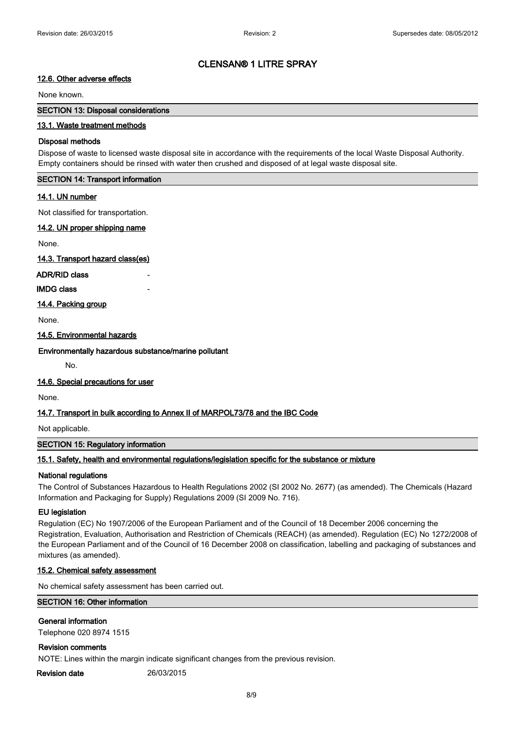### 12.6. Other adverse effects

None known.

## SECTION 13: Disposal considerations

### 13.1. Waste treatment methods

**Disposal methods**

Dispose of waste to licensed waste disposal site in accordance with the requirements of the local Waste Disposal Authority. Empty containers should be rinsed with water then crushed and disposed of at legal waste disposal site.

## SECTION 14: Transport information

### 14.1. UN number

Not classified for transportation.

### 14.2. UN proper shipping name

None.

### 14.3. Transport hazard class(es)

**ADR/RID class** -

**IMDG class** -

### 14.4. Packing group

None.

### 14.5. Environmental hazards

**Environmentally hazardous substance/marine pollutant**

No.

### 14.6. Special precautions for user

None.

### 14.7. Transport in bulk according to Annex II of MARPOL73/78 and the IBC Code

Not applicable.

## SECTION 15: Regulatory information

### 15.1. Safety, health and environmental regulations/legislation specific for the substance or mixture

**National regulations**

The Control of Substances Hazardous to Health Regulations 2002 (SI 2002 No. 2677) (as amended). The Chemicals (Hazard Information and Packaging for Supply) Regulations 2009 (SI 2009 No. 716).

**EU legislation**

Regulation (EC) No 1907/2006 of the European Parliament and of the Council of 18 December 2006 concerning the Registration, Evaluation, Authorisation and Restriction of Chemicals (REACH) (as amended). Regulation (EC) No 1272/2008 of the European Parliament and of the Council of 16 December 2008 on classification, labelling and packaging of substances and mixtures (as amended).

### 15.2. Chemical safety assessment

No chemical safety assessment has been carried out.

## SECTION 16: Other information

**General information**

Telephone 020 8974 1515

**Revision comments**

NOTE: Lines within the margin indicate significant changes from the previous revision.

**Revision date** 26/03/2015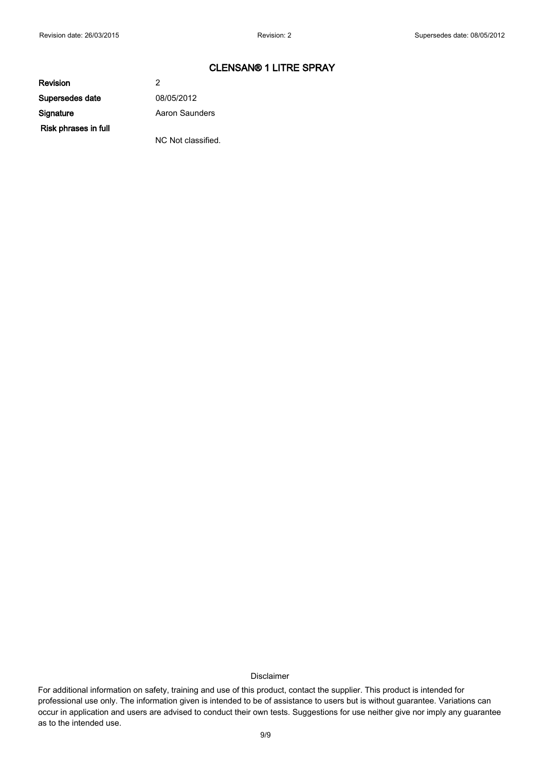# CLENSAN® 1 LITRE SPRAY

| | |
|---|---|
| **Revision** | 2 |
| **Supersedes date** | 08/05/2012 |
| **Signature** | Aaron Saunders |
| **Risk phrases in full** | |
| | NC Not classified. |

Disclaimer

For additional information on safety, training and use of this product, contact the supplier. This product is intended for professional use only. The information given is intended to be of assistance to users but is without guarantee. Variations can occur in application and users are advised to conduct their own tests. Suggestions for use neither give nor imply any guarantee as to the intended use.